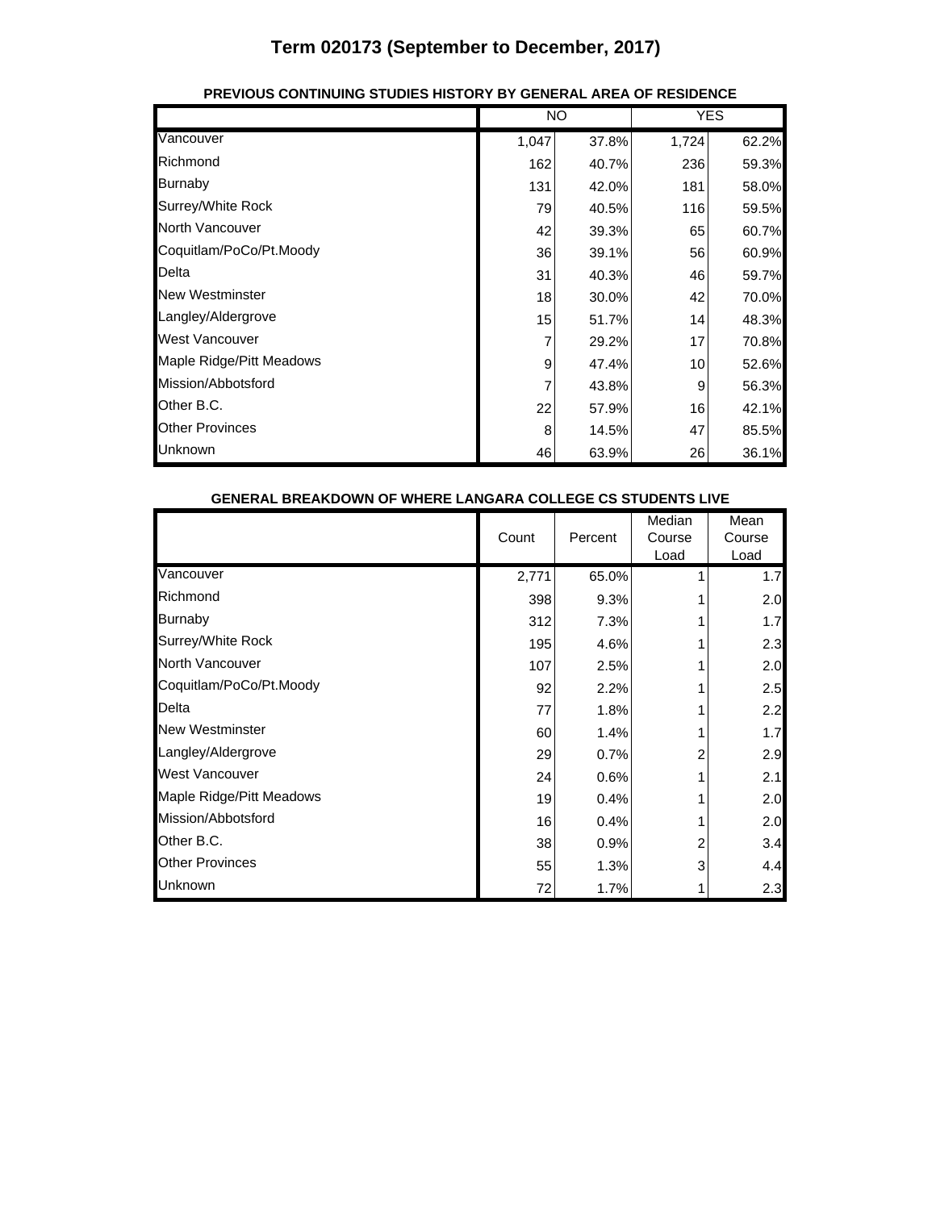# Term 020173 (September to December, 2017)

**PREVIOUS CONTINUING STUDIES HISTORY BY GENERAL AREA OF RESIDENCE**

| | NO | | YES | |
|---|---|---|---|---|
| Vancouver | 1,047 | 37.8% | 1,724 | 62.2% |
| Richmond | 162 | 40.7% | 236 | 59.3% |
| Burnaby | 131 | 42.0% | 181 | 58.0% |
| Surrey/White Rock | 79 | 40.5% | 116 | 59.5% |
| North Vancouver | 42 | 39.3% | 65 | 60.7% |
| Coquitlam/PoCo/Pt.Moody | 36 | 39.1% | 56 | 60.9% |
| Delta | 31 | 40.3% | 46 | 59.7% |
| New Westminster | 18 | 30.0% | 42 | 70.0% |
| Langley/Aldergrove | 15 | 51.7% | 14 | 48.3% |
| West Vancouver | 7 | 29.2% | 17 | 70.8% |
| Maple Ridge/Pitt Meadows | 9 | 47.4% | 10 | 52.6% |
| Mission/Abbotsford | 7 | 43.8% | 9 | 56.3% |
| Other B.C. | 22 | 57.9% | 16 | 42.1% |
| Other Provinces | 8 | 14.5% | 47 | 85.5% |
| Unknown | 46 | 63.9% | 26 | 36.1% |

**GENERAL BREAKDOWN OF WHERE LANGARA COLLEGE CS STUDENTS LIVE**

| | Count | Percent | Median Course Load | Mean Course Load |
|---|---|---|---|---|
| Vancouver | 2,771 | 65.0% | 1 | 1.7 |
| Richmond | 398 | 9.3% | 1 | 2.0 |
| Burnaby | 312 | 7.3% | 1 | 1.7 |
| Surrey/White Rock | 195 | 4.6% | 1 | 2.3 |
| North Vancouver | 107 | 2.5% | 1 | 2.0 |
| Coquitlam/PoCo/Pt.Moody | 92 | 2.2% | 1 | 2.5 |
| Delta | 77 | 1.8% | 1 | 2.2 |
| New Westminster | 60 | 1.4% | 1 | 1.7 |
| Langley/Aldergrove | 29 | 0.7% | 2 | 2.9 |
| West Vancouver | 24 | 0.6% | 1 | 2.1 |
| Maple Ridge/Pitt Meadows | 19 | 0.4% | 1 | 2.0 |
| Mission/Abbotsford | 16 | 0.4% | 1 | 2.0 |
| Other B.C. | 38 | 0.9% | 2 | 3.4 |
| Other Provinces | 55 | 1.3% | 3 | 4.4 |
| Unknown | 72 | 1.7% | 1 | 2.3 |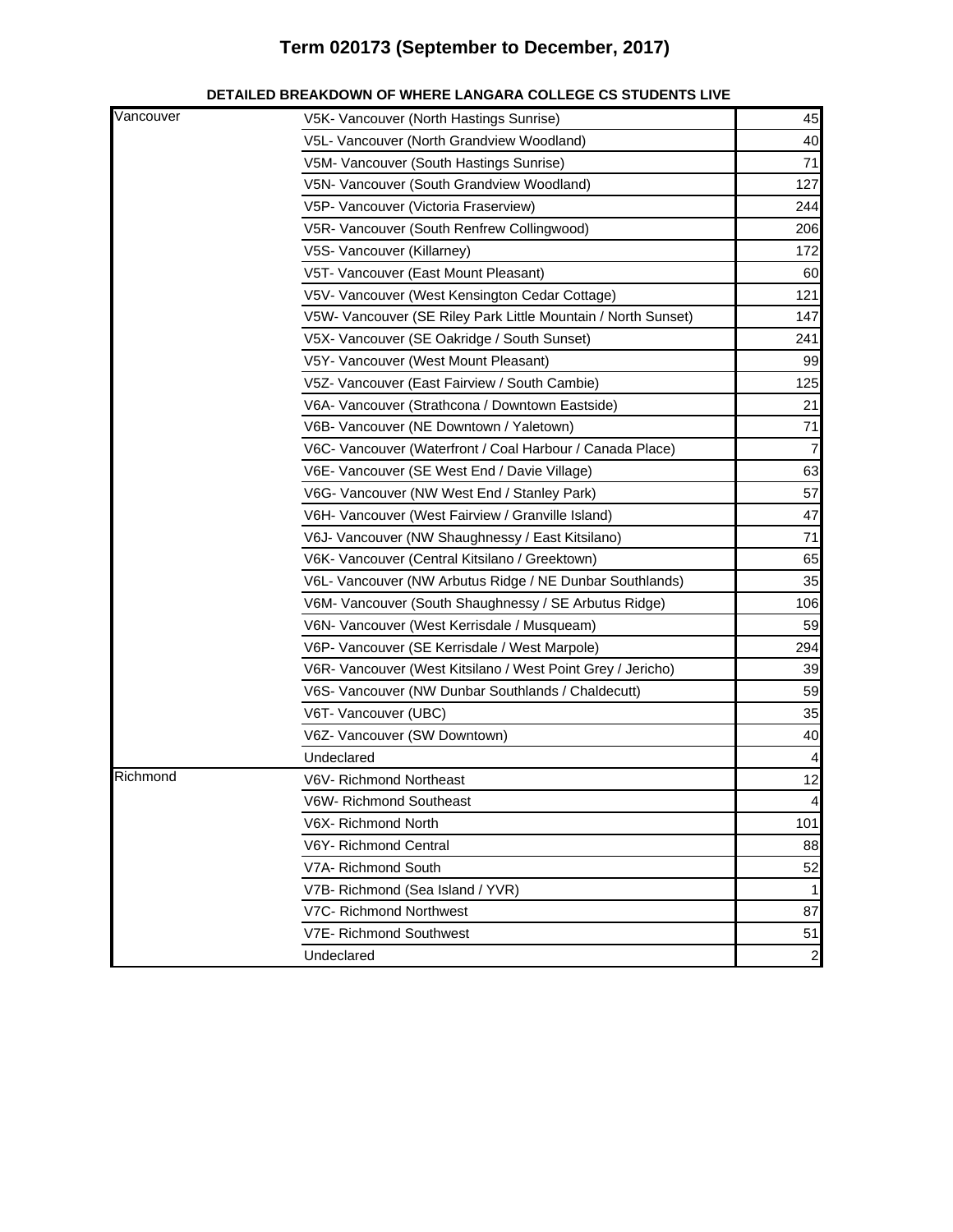# Term 020173 (September to December, 2017)

**DETAILED BREAKDOWN OF WHERE LANGARA COLLEGE CS STUDENTS LIVE**

| | | |
|---|---|---|
| Vancouver | V5K- Vancouver (North Hastings Sunrise) | 45 |
| | V5L- Vancouver (North Grandview Woodland) | 40 |
| | V5M- Vancouver (South Hastings Sunrise) | 71 |
| | V5N- Vancouver (South Grandview Woodland) | 127 |
| | V5P- Vancouver (Victoria Fraserview) | 244 |
| | V5R- Vancouver (South Renfrew Collingwood) | 206 |
| | V5S- Vancouver (Killarney) | 172 |
| | V5T- Vancouver (East Mount Pleasant) | 60 |
| | V5V- Vancouver (West Kensington Cedar Cottage) | 121 |
| | V5W- Vancouver (SE Riley Park Little Mountain / North Sunset) | 147 |
| | V5X- Vancouver (SE Oakridge / South Sunset) | 241 |
| | V5Y- Vancouver (West Mount Pleasant) | 99 |
| | V5Z- Vancouver (East Fairview / South Cambie) | 125 |
| | V6A- Vancouver (Strathcona / Downtown Eastside) | 21 |
| | V6B- Vancouver (NE Downtown / Yaletown) | 71 |
| | V6C- Vancouver (Waterfront / Coal Harbour / Canada Place) | 7 |
| | V6E- Vancouver (SE West End / Davie Village) | 63 |
| | V6G- Vancouver (NW West End / Stanley Park) | 57 |
| | V6H- Vancouver (West Fairview / Granville Island) | 47 |
| | V6J- Vancouver (NW Shaughnessy / East Kitsilano) | 71 |
| | V6K- Vancouver (Central Kitsilano / Greektown) | 65 |
| | V6L- Vancouver (NW Arbutus Ridge / NE Dunbar Southlands) | 35 |
| | V6M- Vancouver (South Shaughnessy / SE Arbutus Ridge) | 106 |
| | V6N- Vancouver (West Kerrisdale / Musqueam) | 59 |
| | V6P- Vancouver (SE Kerrisdale / West Marpole) | 294 |
| | V6R- Vancouver (West Kitsilano / West Point Grey / Jericho) | 39 |
| | V6S- Vancouver (NW Dunbar Southlands / Chaldecutt) | 59 |
| | V6T- Vancouver (UBC) | 35 |
| | V6Z- Vancouver (SW Downtown) | 40 |
| | Undeclared | 4 |
| Richmond | V6V- Richmond Northeast | 12 |
| | V6W- Richmond Southeast | 4 |
| | V6X- Richmond North | 101 |
| | V6Y- Richmond Central | 88 |
| | V7A- Richmond South | 52 |
| | V7B- Richmond (Sea Island / YVR) | 1 |
| | V7C- Richmond Northwest | 87 |
| | V7E- Richmond Southwest | 51 |
| | Undeclared | 2 |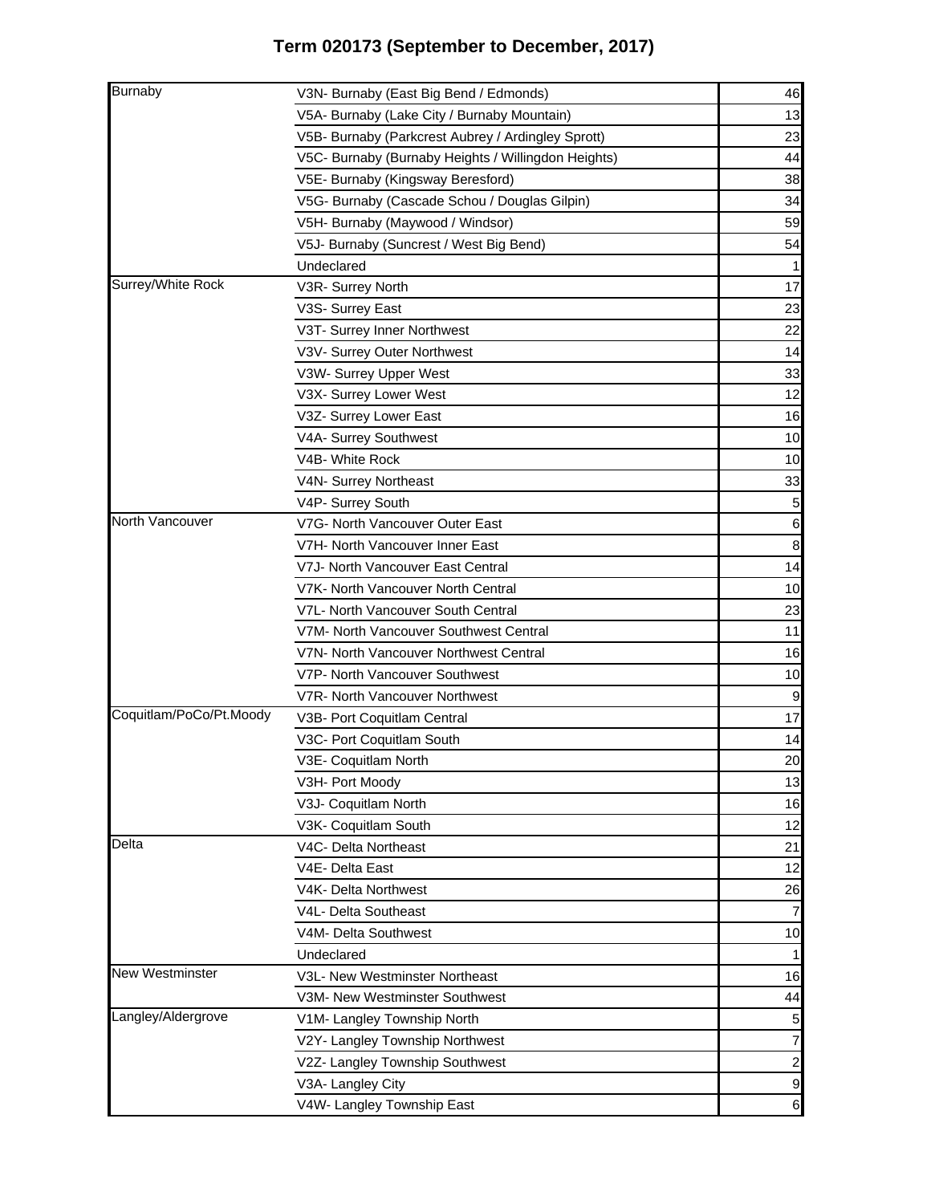# Term 020173 (September to December, 2017)

| | | |
|---|---|---|
| Burnaby | V3N- Burnaby (East Big Bend / Edmonds) | 46 |
| | V5A- Burnaby (Lake City / Burnaby Mountain) | 13 |
| | V5B- Burnaby (Parkcrest Aubrey / Ardingley Sprott) | 23 |
| | V5C- Burnaby (Burnaby Heights / Willingdon Heights) | 44 |
| | V5E- Burnaby (Kingsway Beresford) | 38 |
| | V5G- Burnaby (Cascade Schou / Douglas Gilpin) | 34 |
| | V5H- Burnaby (Maywood / Windsor) | 59 |
| | V5J- Burnaby (Suncrest / West Big Bend) | 54 |
| | Undeclared | 1 |
| Surrey/White Rock | V3R- Surrey North | 17 |
| | V3S- Surrey East | 23 |
| | V3T- Surrey Inner Northwest | 22 |
| | V3V- Surrey Outer Northwest | 14 |
| | V3W- Surrey Upper West | 33 |
| | V3X- Surrey Lower West | 12 |
| | V3Z- Surrey Lower East | 16 |
| | V4A- Surrey Southwest | 10 |
| | V4B- White Rock | 10 |
| | V4N- Surrey Northeast | 33 |
| | V4P- Surrey South | 5 |
| North Vancouver | V7G- North Vancouver Outer East | 6 |
| | V7H- North Vancouver Inner East | 8 |
| | V7J- North Vancouver East Central | 14 |
| | V7K- North Vancouver North Central | 10 |
| | V7L- North Vancouver South Central | 23 |
| | V7M- North Vancouver Southwest Central | 11 |
| | V7N- North Vancouver Northwest Central | 16 |
| | V7P- North Vancouver Southwest | 10 |
| | V7R- North Vancouver Northwest | 9 |
| Coquitlam/PoCo/Pt.Moody | V3B- Port Coquitlam Central | 17 |
| | V3C- Port Coquitlam South | 14 |
| | V3E- Coquitlam North | 20 |
| | V3H- Port Moody | 13 |
| | V3J- Coquitlam North | 16 |
| | V3K- Coquitlam South | 12 |
| Delta | V4C- Delta Northeast | 21 |
| | V4E- Delta East | 12 |
| | V4K- Delta Northwest | 26 |
| | V4L- Delta Southeast | 7 |
| | V4M- Delta Southwest | 10 |
| | Undeclared | 1 |
| New Westminster | V3L- New Westminster Northeast | 16 |
| | V3M- New Westminster Southwest | 44 |
| Langley/Aldergrove | V1M- Langley Township North | 5 |
| | V2Y- Langley Township Northwest | 7 |
| | V2Z- Langley Township Southwest | 2 |
| | V3A- Langley City | 9 |
| | V4W- Langley Township East | 6 |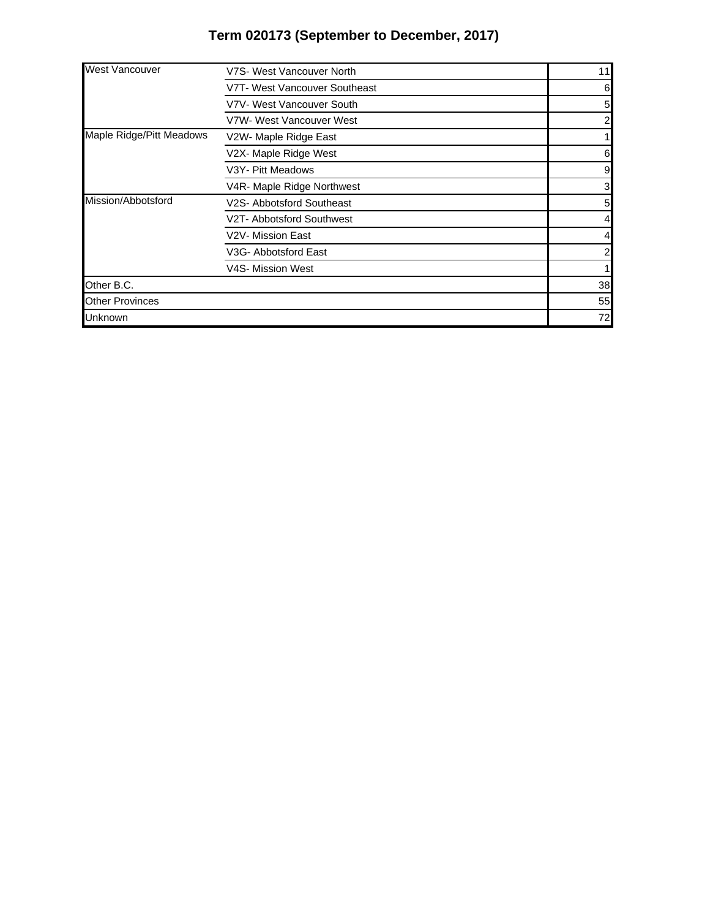# Term 020173 (September to December, 2017)

| | | |
|---|---|---|
| West Vancouver | V7S- West Vancouver North | 11 |
| | V7T- West Vancouver Southeast | 6 |
| | V7V- West Vancouver South | 5 |
| | V7W- West Vancouver West | 2 |
| Maple Ridge/Pitt Meadows | V2W- Maple Ridge East | 1 |
| | V2X- Maple Ridge West | 6 |
| | V3Y- Pitt Meadows | 9 |
| | V4R- Maple Ridge Northwest | 3 |
| Mission/Abbotsford | V2S- Abbotsford Southeast | 5 |
| | V2T- Abbotsford Southwest | 4 |
| | V2V- Mission East | 4 |
| | V3G- Abbotsford East | 2 |
| | V4S- Mission West | 1 |
| Other B.C. | | 38 |
| Other Provinces | | 55 |
| Unknown | | 72 |